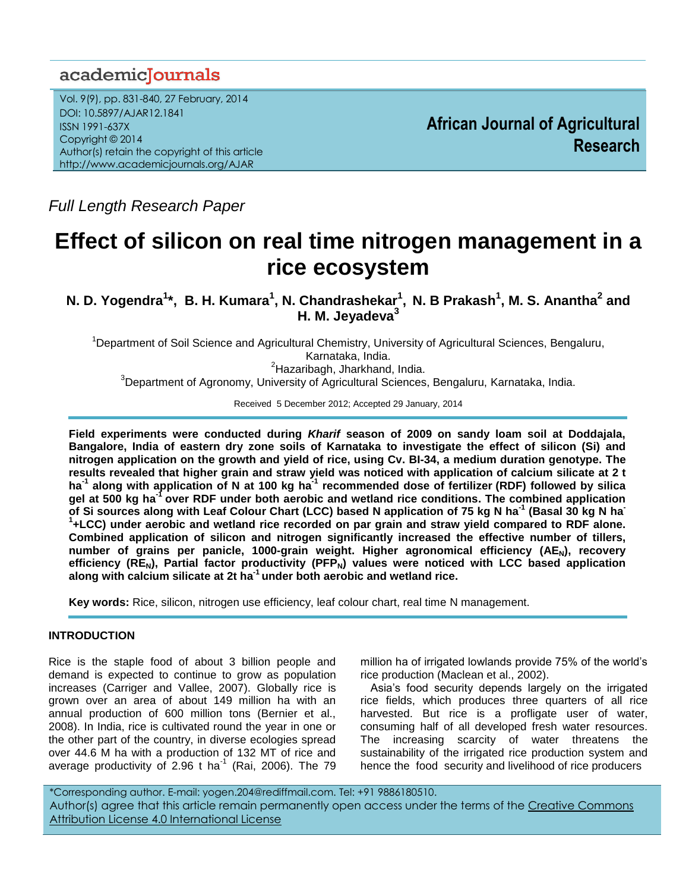Full Length Research Paper

# Effect of silicon on real time nitrogen management in a rice ecosystem

**N. D. Yogendra[1]\*, B. H. Kumara[1], N. Chandrashekar[1], N B Prakash[1], M. S. Anantha[2] and H. M. Jeyadeva[3]**

[1]Department of Soil Science and Agricultural Chemistry, University of Agricultural Sciences, Bengaluru, Karnataka, India.

[2]Hazaribagh, Jharkhand, India.

[3]Department of Agronomy, University of Agricultural Sciences, Bengaluru, Karnataka, India.

Received 5 December 2012; Accepted 29 January, 2014

**Field experiments were conducted during *Kharif* season of 2009 on sandy loam soil at Doddajala, Bangalore, India of eastern dry zone soils of Karnataka to investigate the effect of silicon (Si) and nitrogen application on the growth and yield of rice, using Cv. BI-34, a medium duration genotype. The results revealed that higher grain and straw yield was noticed with application of calcium silicate at 2 t ha$^{-1}$ along with application of N at 100 kg ha$^{-1}$ recommended dose of fertilizer (RDF) followed by silica gel at 500 kg ha$^{-1}$ over RDF under both aerobic and wetland rice conditions. The combined application of Si sources along with Leaf Colour Chart (LCC) based N application of 75 kg N ha$^{-1}$ (Basal 30 kg N ha$^{-1}$+LCC) under aerobic and wetland rice recorded on par grain and straw yield compared to RDF alone. Combined application of silicon and nitrogen significantly increased the effective number of tillers, number of grains per panicle, 1000-grain weight. Higher agronomical efficiency ($AE_N$), recovery efficiency ($RE_N$), Partial factor productivity ($PFP_N$) values were noticed with LCC based application along with calcium silicate at 2t ha$^{-1}$ under both aerobic and wetland rice.**

**Key words:** Rice, silicon, nitrogen use efficiency, leaf colour chart, real time N management.

## INTRODUCTION

Rice is the staple food of about 3 billion people and demand is expected to continue to grow as population increases (Carriger and Vallee, 2007). Globally rice is grown over an area of about 149 million ha with an annual production of 600 million tons (Bernier et al., 2008). In India, rice is cultivated round the year in one or the other part of the country, in diverse ecologies spread over 44.6 M ha with a production of 132 MT of rice and average productivity of 2.96 t ha$^{-1}$ (Rai, 2006). The 79 million ha of irrigated lowlands provide 75% of the world's rice production (Maclean et al., 2002).

Asia's food security depends largely on the irrigated rice fields, which produces three quarters of all rice harvested. But rice is a profligate user of water, consuming half of all developed fresh water resources. The increasing scarcity of water threatens the sustainability of the irrigated rice production system and hence the food security and livelihood of rice producers

\*Corresponding author. E-mail: yogen.204@rediffmail.com. Tel: +91 9886180510.

Author(s) agree that this article remain permanently open access under the terms of the Creative Commons Attribution License 4.0 International License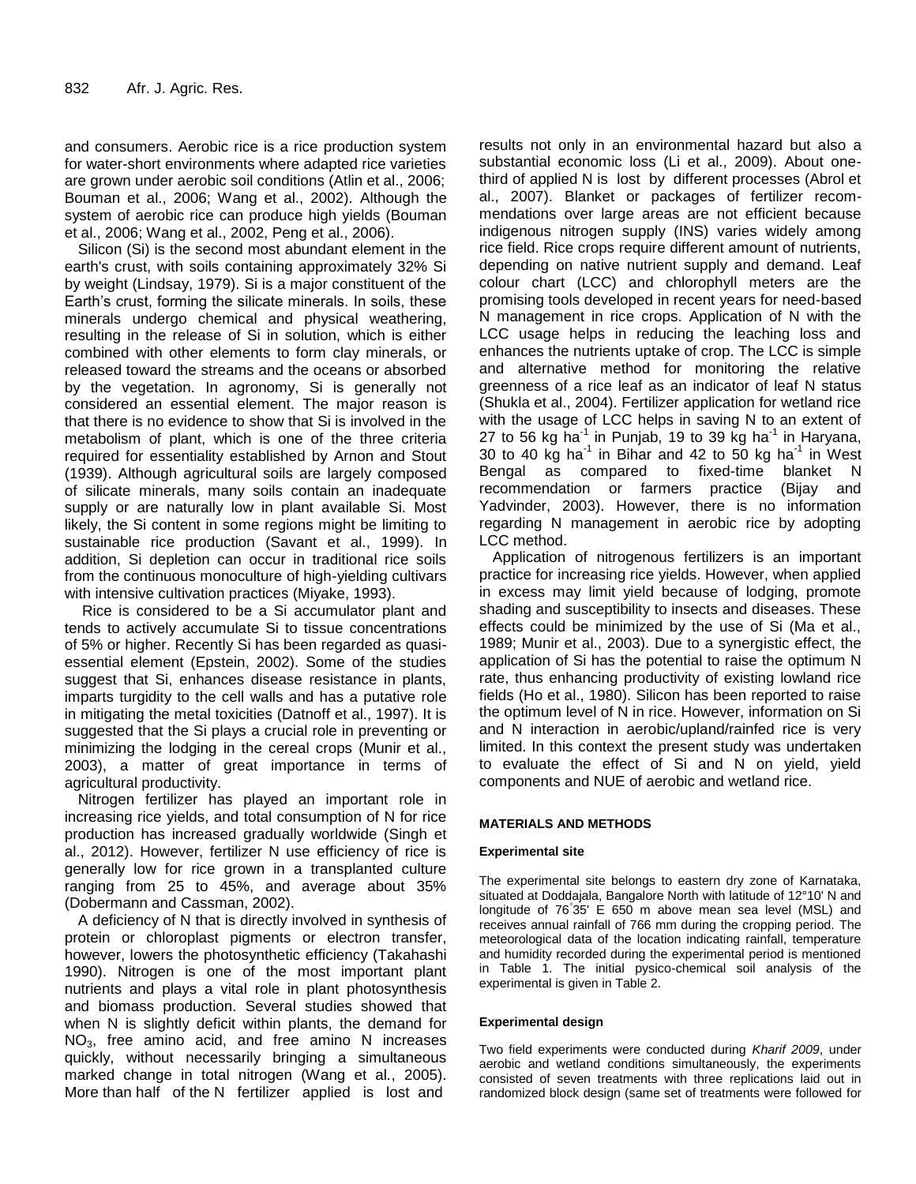and consumers. Aerobic rice is a rice production system for water-short environments where adapted rice varieties are grown under aerobic soil conditions (Atlin et al., 2006; Bouman et al., 2006; Wang et al., 2002). Although the system of aerobic rice can produce high yields (Bouman et al., 2006; Wang et al., 2002, Peng et al., 2006).

Silicon (Si) is the second most abundant element in the earth's crust, with soils containing approximately 32% Si by weight (Lindsay, 1979). Si is a major constituent of the Earth's crust, forming the silicate minerals. In soils, these minerals undergo chemical and physical weathering, resulting in the release of Si in solution, which is either combined with other elements to form clay minerals, or released toward the streams and the oceans or absorbed by the vegetation. In agronomy, Si is generally not considered an essential element. The major reason is that there is no evidence to show that Si is involved in the metabolism of plant, which is one of the three criteria required for essentiality established by Arnon and Stout (1939). Although agricultural soils are largely composed of silicate minerals, many soils contain an inadequate supply or are naturally low in plant available Si. Most likely, the Si content in some regions might be limiting to sustainable rice production (Savant et al., 1999). In addition, Si depletion can occur in traditional rice soils from the continuous monoculture of high-yielding cultivars with intensive cultivation practices (Miyake, 1993).

Rice is considered to be a Si accumulator plant and tends to actively accumulate Si to tissue concentrations of 5% or higher. Recently Si has been regarded as quasi-essential element (Epstein, 2002). Some of the studies suggest that Si, enhances disease resistance in plants, imparts turgidity to the cell walls and has a putative role in mitigating the metal toxicities (Datnoff et al., 1997). It is suggested that the Si plays a crucial role in preventing or minimizing the lodging in the cereal crops (Munir et al., 2003), a matter of great importance in terms of agricultural productivity.

Nitrogen fertilizer has played an important role in increasing rice yields, and total consumption of N for rice production has increased gradually worldwide (Singh et al., 2012). However, fertilizer N use efficiency of rice is generally low for rice grown in a transplanted culture ranging from 25 to 45%, and average about 35% (Dobermann and Cassman, 2002).

A deficiency of N that is directly involved in synthesis of protein or chloroplast pigments or electron transfer, however, lowers the photosynthetic efficiency (Takahashi 1990). Nitrogen is one of the most important plant nutrients and plays a vital role in plant photosynthesis and biomass production. Several studies showed that when N is slightly deficit within plants, the demand for $NO_3$, free amino acid, and free amino N increases quickly, without necessarily bringing a simultaneous marked change in total nitrogen (Wang et al., 2005). More than half of the N fertilizer applied is lost and results not only in an environmental hazard but also a substantial economic loss (Li et al., 2009). About one-third of applied N is lost by different processes (Abrol et al., 2007). Blanket or packages of fertilizer recommendations over large areas are not efficient because indigenous nitrogen supply (INS) varies widely among rice field. Rice crops require different amount of nutrients, depending on native nutrient supply and demand. Leaf colour chart (LCC) and chlorophyll meters are the promising tools developed in recent years for need-based N management in rice crops. Application of N with the LCC usage helps in reducing the leaching loss and enhances the nutrients uptake of crop. The LCC is simple and alternative method for monitoring the relative greenness of a rice leaf as an indicator of leaf N status (Shukla et al., 2004). Fertilizer application for wetland rice with the usage of LCC helps in saving N to an extent of 27 to 56 kg $ha^{-1}$ in Punjab, 19 to 39 kg $ha^{-1}$ in Haryana, 30 to 40 kg $ha^{-1}$ in Bihar and 42 to 50 kg $ha^{-1}$ in West Bengal as compared to fixed-time blanket N recommendation or farmers practice (Bijay and Yadvinder, 2003). However, there is no information regarding N management in aerobic rice by adopting LCC method.

Application of nitrogenous fertilizers is an important practice for increasing rice yields. However, when applied in excess may limit yield because of lodging, promote shading and susceptibility to insects and diseases. These effects could be minimized by the use of Si (Ma et al., 1989; Munir et al., 2003). Due to a synergistic effect, the application of Si has the potential to raise the optimum N rate, thus enhancing productivity of existing lowland rice fields (Ho et al., 1980). Silicon has been reported to raise the optimum level of N in rice. However, information on Si and N interaction in aerobic/upland/rainfed rice is very limited. In this context the present study was undertaken to evaluate the effect of Si and N on yield, yield components and NUE of aerobic and wetland rice.

## MATERIALS AND METHODS

### Experimental site

The experimental site belongs to eastern dry zone of Karnataka, situated at Doddajala, Bangalore North with latitude of 12°10' N and longitude of 76°35' E 650 m above mean sea level (MSL) and receives annual rainfall of 766 mm during the cropping period. The meteorological data of the location indicating rainfall, temperature and humidity recorded during the experimental period is mentioned in Table 1. The initial pysico-chemical soil analysis of the experimental is given in Table 2.

### Experimental design

Two field experiments were conducted during *Kharif 2009*, under aerobic and wetland conditions simultaneously, the experiments consisted of seven treatments with three replications laid out in randomized block design (same set of treatments were followed for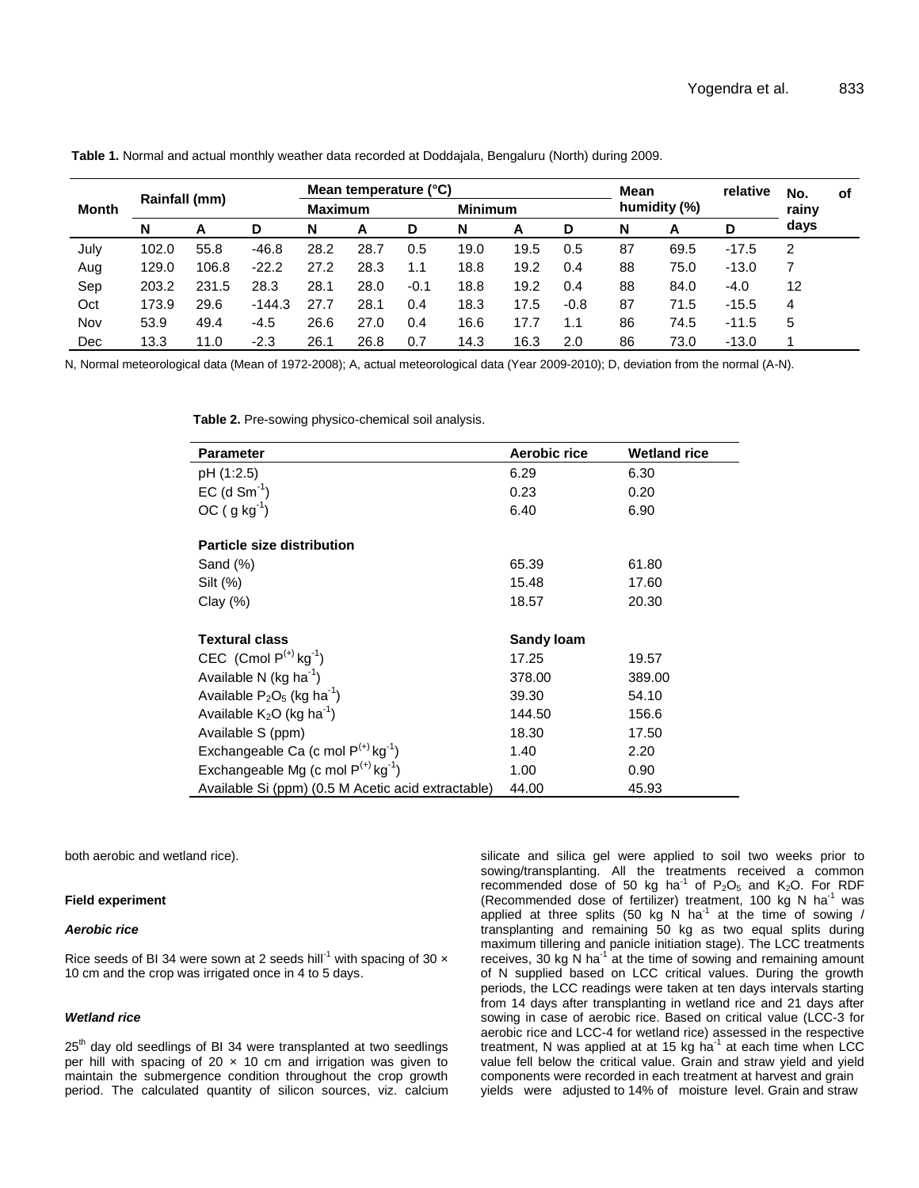**Table 1.** Normal and actual monthly weather data recorded at Doddajala, Bengaluru (North) during 2009.

| Month | Rainfall (mm) | | | Mean temperature (°C) | | | | | | Mean relative humidity (%) | | | No. of rainy days |
|---|---|---|---|---|---|---|---|---|---|---|---|---|---|
| | | | | Maximum | | | Minimum | | | | | | |
| | N | A | D | N | A | D | N | A | D | N | A | D | |
| July | 102.0 | 55.8 | -46.8 | 28.2 | 28.7 | 0.5 | 19.0 | 19.5 | 0.5 | 87 | 69.5 | -17.5 | 2 |
| Aug | 129.0 | 106.8 | -22.2 | 27.2 | 28.3 | 1.1 | 18.8 | 19.2 | 0.4 | 88 | 75.0 | -13.0 | 7 |
| Sep | 203.2 | 231.5 | 28.3 | 28.1 | 28.0 | -0.1 | 18.8 | 19.2 | 0.4 | 88 | 84.0 | -4.0 | 12 |
| Oct | 173.9 | 29.6 | -144.3 | 27.7 | 28.1 | 0.4 | 18.3 | 17.5 | -0.8 | 87 | 71.5 | -15.5 | 4 |
| Nov | 53.9 | 49.4 | -4.5 | 26.6 | 27.0 | 0.4 | 16.6 | 17.7 | 1.1 | 86 | 74.5 | -11.5 | 5 |
| Dec | 13.3 | 11.0 | -2.3 | 26.1 | 26.8 | 0.7 | 14.3 | 16.3 | 2.0 | 86 | 73.0 | -13.0 | 1 |

N, Normal meteorological data (Mean of 1972-2008); A, actual meteorological data (Year 2009-2010); D, deviation from the normal (A-N).

**Table 2.** Pre-sowing physico-chemical soil analysis.

| Parameter | Aerobic rice | Wetland rice |
|---|---|---|
| pH (1:2.5) | 6.29 | 6.30 |
| EC (d $Sm^{-1}$) | 0.23 | 0.20 |
| OC ( g $kg^{-1}$) | 6.40 | 6.90 |
| **Particle size distribution** | | |
| Sand (%) | 65.39 | 61.80 |
| Silt (%) | 15.48 | 17.60 |
| Clay (%) | 18.57 | 20.30 |
| **Textural class** | **Sandy loam** | |
| CEC (Cmol $P^{(+)}$ $kg^{-1}$) | 17.25 | 19.57 |
| Available N (kg $ha^{-1}$) | 378.00 | 389.00 |
| Available $P_2O_5$ (kg $ha^{-1}$) | 39.30 | 54.10 |
| Available $K_2O$ (kg $ha^{-1}$) | 144.50 | 156.6 |
| Available S (ppm) | 18.30 | 17.50 |
| Exchangeable Ca (c mol $P^{(+)}$ $kg^{-1}$) | 1.40 | 2.20 |
| Exchangeable Mg (c mol $P^{(+)}$ $kg^{-1}$) | 1.00 | 0.90 |
| Available Si (ppm) (0.5 M Acetic acid extractable) | 44.00 | 45.93 |

both aerobic and wetland rice).

#### Field experiment

##### *Aerobic rice*

Rice seeds of BI 34 were sown at 2 seeds $hill^{-1}$ with spacing of 30 × 10 cm and the crop was irrigated once in 4 to 5 days.

##### *Wetland rice*

25th day old seedlings of BI 34 were transplanted at two seedlings per hill with spacing of 20 × 10 cm and irrigation was given to maintain the submergence condition throughout the crop growth period. The calculated quantity of silicon sources, viz. calcium silicate and silica gel were applied to soil two weeks prior to sowing/transplanting. All the treatments received a common recommended dose of 50 kg $ha^{-1}$ of $P_2O_5$ and $K_2O$. For RDF (Recommended dose of fertilizer) treatment, 100 kg N $ha^{-1}$ was applied at three splits (50 kg N $ha^{-1}$ at the time of sowing / transplanting and remaining 50 kg as two equal splits during maximum tillering and panicle initiation stage). The LCC treatments receives, 30 kg N $ha^{-1}$ at the time of sowing and remaining amount of N supplied based on LCC critical values. During the growth periods, the LCC readings were taken at ten days intervals starting from 14 days after transplanting in wetland rice and 21 days after sowing in case of aerobic rice. Based on critical value (LCC-3 for aerobic rice and LCC-4 for wetland rice) assessed in the respective treatment, N was applied at at 15 kg $ha^{-1}$ at each time when LCC value fell below the critical value. Grain and straw yield and yield components were recorded in each treatment at harvest and grain yields were adjusted to 14% of moisture level. Grain and straw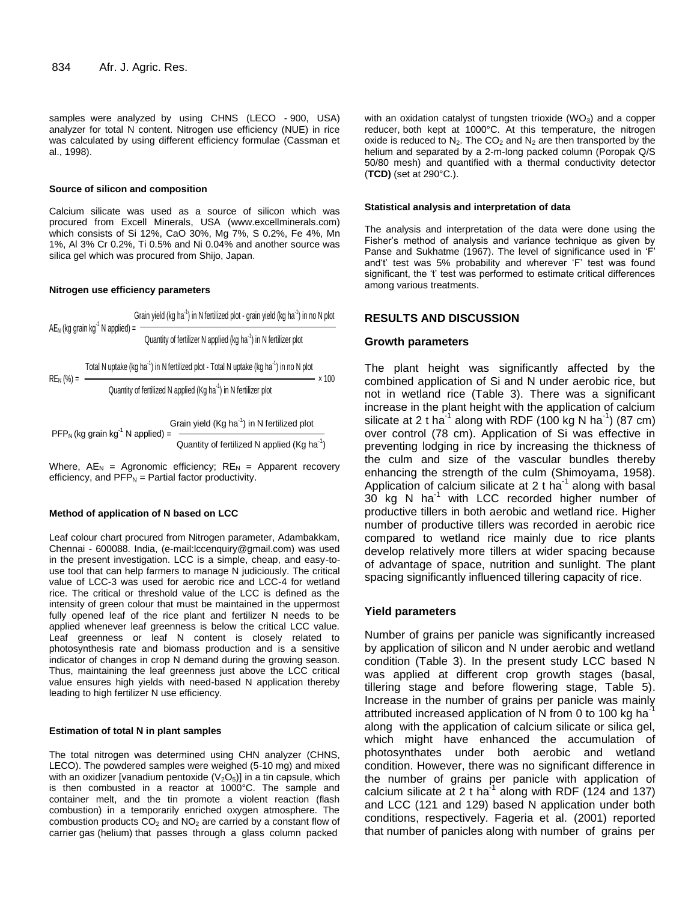samples were analyzed by using CHNS (LECO - 900, USA) analyzer for total N content. Nitrogen use efficiency (NUE) in rice was calculated by using different efficiency formulae (Cassman et al., 1998).

#### Source of silicon and composition

Calcium silicate was used as a source of silicon which was procured from Excell Minerals, USA (www.excellminerals.com) which consists of Si 12%, CaO 30%, Mg 7%, S 0.2%, Fe 4%, Mn 1%, Al 3% Cr 0.2%, Ti 0.5% and Ni 0.04% and another source was silica gel which was procured from Shijo, Japan.

#### Nitrogen use efficiency parameters

$$AE_N \text{ (kg grain kg}^{-1}\text{ N applied)} = \frac{\text{Grain yield (kg ha}^{-1}\text{) in N fertilized plot - grain yield (kg ha}^{-1}\text{) in no N plot}}{\text{Quantity of fertilizer N applied (kg ha}^{-1}\text{) in N fertilizer plot}}$$

$$RE_N \text{ (\%)} = \frac{\text{Total N uptake (kg ha}^{-1}\text{) in N fertilized plot - Total N uptake (kg ha}^{-1}\text{) in no N plot}}{\text{Quantity of fertilized N applied (Kg ha}^{-1}\text{) in N fertilizer plot}} \times 100$$

$$PFP_N \text{ (kg grain kg}^{-1}\text{ N applied)} = \frac{\text{Grain yield (Kg ha}^{-1}\text{) in N fertilized plot}}{\text{Quantity of fertilized N applied (Kg ha}^{-1}\text{)}}$$

Where, $AE_N$ = Agronomic efficiency; $RE_N$ = Apparent recovery efficiency, and $PFP_N$ = Partial factor productivity.

#### Method of application of N based on LCC

Leaf colour chart procured from Nitrogen parameter, Adambakkam, Chennai - 600088. India, (e-mail:lccenquiry@gmail.com) was used in the present investigation. LCC is a simple, cheap, and easy-to-use tool that can help farmers to manage N judiciously. The critical value of LCC-3 was used for aerobic rice and LCC-4 for wetland rice. The critical or threshold value of the LCC is defined as the intensity of green colour that must be maintained in the uppermost fully opened leaf of the rice plant and fertilizer N needs to be applied whenever leaf greenness is below the critical LCC value. Leaf greenness or leaf N content is closely related to photosynthesis rate and biomass production and is a sensitive indicator of changes in crop N demand during the growing season. Thus, maintaining the leaf greenness just above the LCC critical value ensures high yields with need-based N application thereby leading to high fertilizer N use efficiency.

#### Estimation of total N in plant samples

The total nitrogen was determined using CHN analyzer (CHNS, LECO). The powdered samples were weighed (5-10 mg) and mixed with an oxidizer [vanadium pentoxide ($V_2O_5$)] in a tin capsule, which is then combusted in a reactor at 1000°C. The sample and container melt, and the tin promote a violent reaction (flash combustion) in a temporarily enriched oxygen atmosphere. The combustion products $CO_2$ and $NO_2$ are carried by a constant flow of carrier gas (helium) that passes through a glass column packed with an oxidation catalyst of tungsten trioxide ($WO_3$) and a copper reducer, both kept at 1000°C. At this temperature, the nitrogen oxide is reduced to $N_2$. The $CO_2$ and $N_2$ are then transported by the helium and separated by a 2-m-long packed column (Poropak Q/S 50/80 mesh) and quantified with a thermal conductivity detector (**TCD)** (set at 290°C.).

#### Statistical analysis and interpretation of data

The analysis and interpretation of the data were done using the Fisher's method of analysis and variance technique as given by Panse and Sukhatme (1967). The level of significance used in 'F' and't' test was 5% probability and wherever 'F' test was found significant, the 't' test was performed to estimate critical differences among various treatments.

## RESULTS AND DISCUSSION

### Growth parameters

The plant height was significantly affected by the combined application of Si and N under aerobic rice, but not in wetland rice (Table 3). There was a significant increase in the plant height with the application of calcium silicate at 2 t ha$^{-1}$ along with RDF (100 kg N ha$^{-1}$) (87 cm) over control (78 cm). Application of Si was effective in preventing lodging in rice by increasing the thickness of the culm and size of the vascular bundles thereby enhancing the strength of the culm (Shimoyama, 1958). Application of calcium silicate at 2 t ha$^{-1}$ along with basal 30 kg N ha$^{-1}$ with LCC recorded higher number of productive tillers in both aerobic and wetland rice. Higher number of productive tillers was recorded in aerobic rice compared to wetland rice mainly due to rice plants develop relatively more tillers at wider spacing because of advantage of space, nutrition and sunlight. The plant spacing significantly influenced tillering capacity of rice.

### Yield parameters

Number of grains per panicle was significantly increased by application of silicon and N under aerobic and wetland condition (Table 3). In the present study LCC based N was applied at different crop growth stages (basal, tillering stage and before flowering stage, Table 5). Increase in the number of grains per panicle was mainly attributed increased application of N from 0 to 100 kg ha$^{-1}$ along with the application of calcium silicate or silica gel, which might have enhanced the accumulation of photosynthates under both aerobic and wetland condition. However, there was no significant difference in the number of grains per panicle with application of calcium silicate at 2 t ha$^{-1}$ along with RDF (124 and 137) and LCC (121 and 129) based N application under both conditions, respectively. Fageria et al. (2001) reported that number of panicles along with number of grains per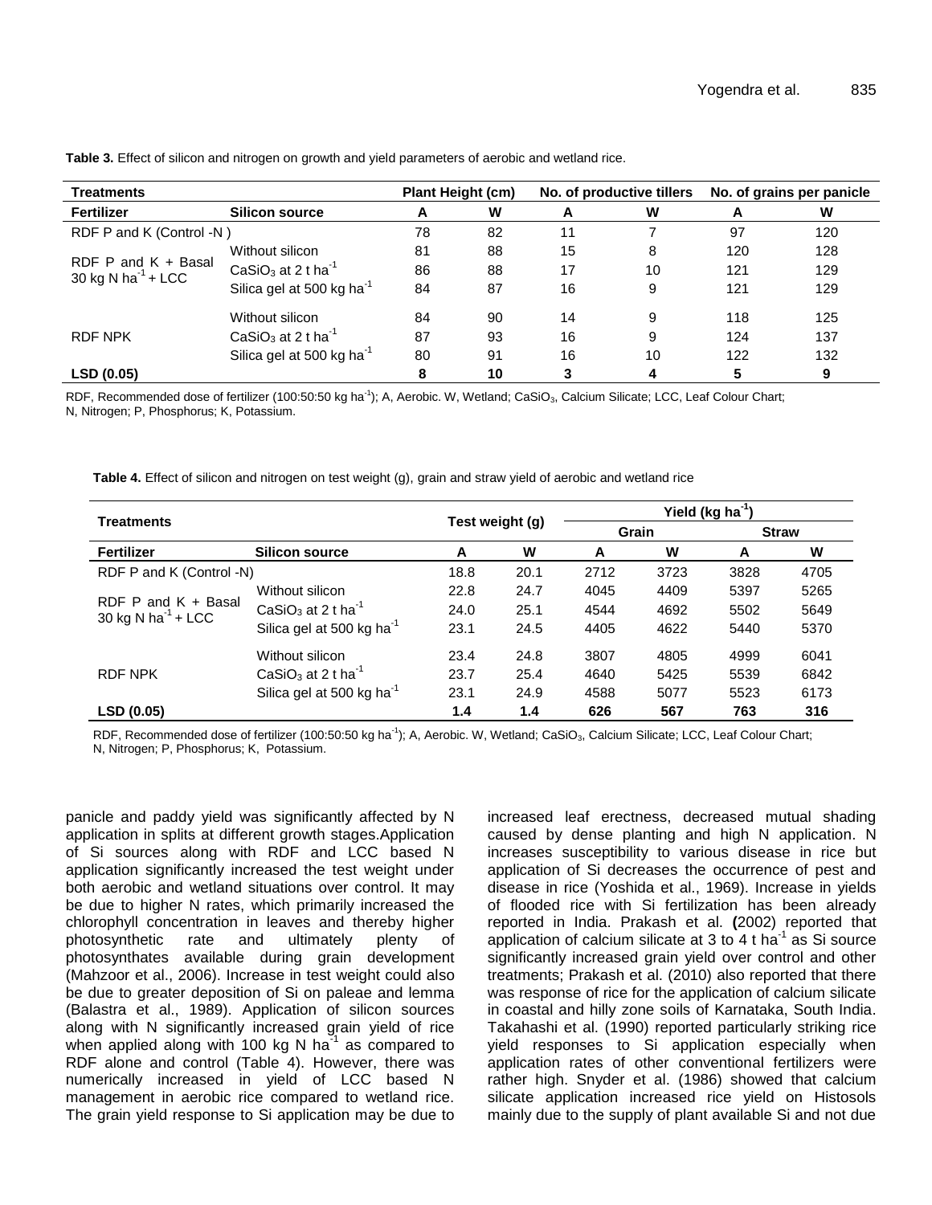**Table 3.** Effect of silicon and nitrogen on growth and yield parameters of aerobic and wetland rice.

| Treatments | | Plant Height (cm) | | No. of productive tillers | | No. of grains per panicle | |
|---|---|---|---|---|---|---|---|
| **Fertilizer** | **Silicon source** | **A** | **W** | **A** | **W** | **A** | **W** |
| RDF P and K (Control -N ) | | 78 | 82 | 11 | 7 | 97 | 120 |
| RDF P and K + Basal 30 kg N ha$^{-1}$ + LCC | Without silicon | 81 | 88 | 15 | 8 | 120 | 128 |
| | $CaSiO_3$ at 2 t ha$^{-1}$ | 86 | 88 | 17 | 10 | 121 | 129 |
| | Silica gel at 500 kg ha$^{-1}$ | 84 | 87 | 16 | 9 | 121 | 129 |
| RDF NPK | Without silicon | 84 | 90 | 14 | 9 | 118 | 125 |
| | $CaSiO_3$ at 2 t ha$^{-1}$ | 87 | 93 | 16 | 9 | 124 | 137 |
| | Silica gel at 500 kg ha$^{-1}$ | 80 | 91 | 16 | 10 | 122 | 132 |
| **LSD (0.05)** | | **8** | **10** | **3** | **4** | **5** | **9** |

RDF, Recommended dose of fertilizer (100:50:50 kg ha$^{-1}$); A, Aerobic. W, Wetland; $CaSiO_3$, Calcium Silicate; LCC, Leaf Colour Chart; N, Nitrogen; P, Phosphorus; K, Potassium.

**Table 4.** Effect of silicon and nitrogen on test weight (g), grain and straw yield of aerobic and wetland rice

| Treatments | | Test weight (g) | | Yield (kg ha$^{-1}$) | | | |
|---|---|---|---|---|---|---|---|
| | | | | Grain | | Straw | |
| **Fertilizer** | **Silicon source** | **A** | **W** | **A** | **W** | **A** | **W** |
| RDF P and K (Control -N) | | 18.8 | 20.1 | 2712 | 3723 | 3828 | 4705 |
| RDF P and K + Basal 30 kg N ha$^{-1}$ + LCC | Without silicon | 22.8 | 24.7 | 4045 | 4409 | 5397 | 5265 |
| | $CaSiO_3$ at 2 t ha$^{-1}$ | 24.0 | 25.1 | 4544 | 4692 | 5502 | 5649 |
| | Silica gel at 500 kg ha$^{-1}$ | 23.1 | 24.5 | 4405 | 4622 | 5440 | 5370 |
| RDF NPK | Without silicon | 23.4 | 24.8 | 3807 | 4805 | 4999 | 6041 |
| | $CaSiO_3$ at 2 t ha$^{-1}$ | 23.7 | 25.4 | 4640 | 5425 | 5539 | 6842 |
| | Silica gel at 500 kg ha$^{-1}$ | 23.1 | 24.9 | 4588 | 5077 | 5523 | 6173 |
| **LSD (0.05)** | | **1.4** | **1.4** | **626** | **567** | **763** | **316** |

RDF, Recommended dose of fertilizer (100:50:50 kg ha$^{-1}$); A, Aerobic. W, Wetland; $CaSiO_3$, Calcium Silicate; LCC, Leaf Colour Chart; N, Nitrogen; P, Phosphorus; K, Potassium.

panicle and paddy yield was significantly affected by N application in splits at different growth stages.Application of Si sources along with RDF and LCC based N application significantly increased the test weight under both aerobic and wetland situations over control. It may be due to higher N rates, which primarily increased the chlorophyll concentration in leaves and thereby higher photosynthetic rate and ultimately plenty of photosynthates available during grain development (Mahzoor et al., 2006). Increase in test weight could also be due to greater deposition of Si on paleae and lemma (Balastra et al., 1989). Application of silicon sources along with N significantly increased grain yield of rice when applied along with 100 kg N ha$^{-1}$ as compared to RDF alone and control (Table 4). However, there was numerically increased in yield of LCC based N management in aerobic rice compared to wetland rice. The grain yield response to Si application may be due to increased leaf erectness, decreased mutual shading caused by dense planting and high N application. N increases susceptibility to various disease in rice but application of Si decreases the occurrence of pest and disease in rice (Yoshida et al., 1969). Increase in yields of flooded rice with Si fertilization has been already reported in India. Prakash et al. (2002) reported that application of calcium silicate at 3 to 4 t ha$^{-1}$ as Si source significantly increased grain yield over control and other treatments; Prakash et al. (2010) also reported that there was response of rice for the application of calcium silicate in coastal and hilly zone soils of Karnataka, South India. Takahashi et al. (1990) reported particularly striking rice yield responses to Si application especially when application rates of other conventional fertilizers were rather high. Snyder et al. (1986) showed that calcium silicate application increased rice yield on Histosols mainly due to the supply of plant available Si and not due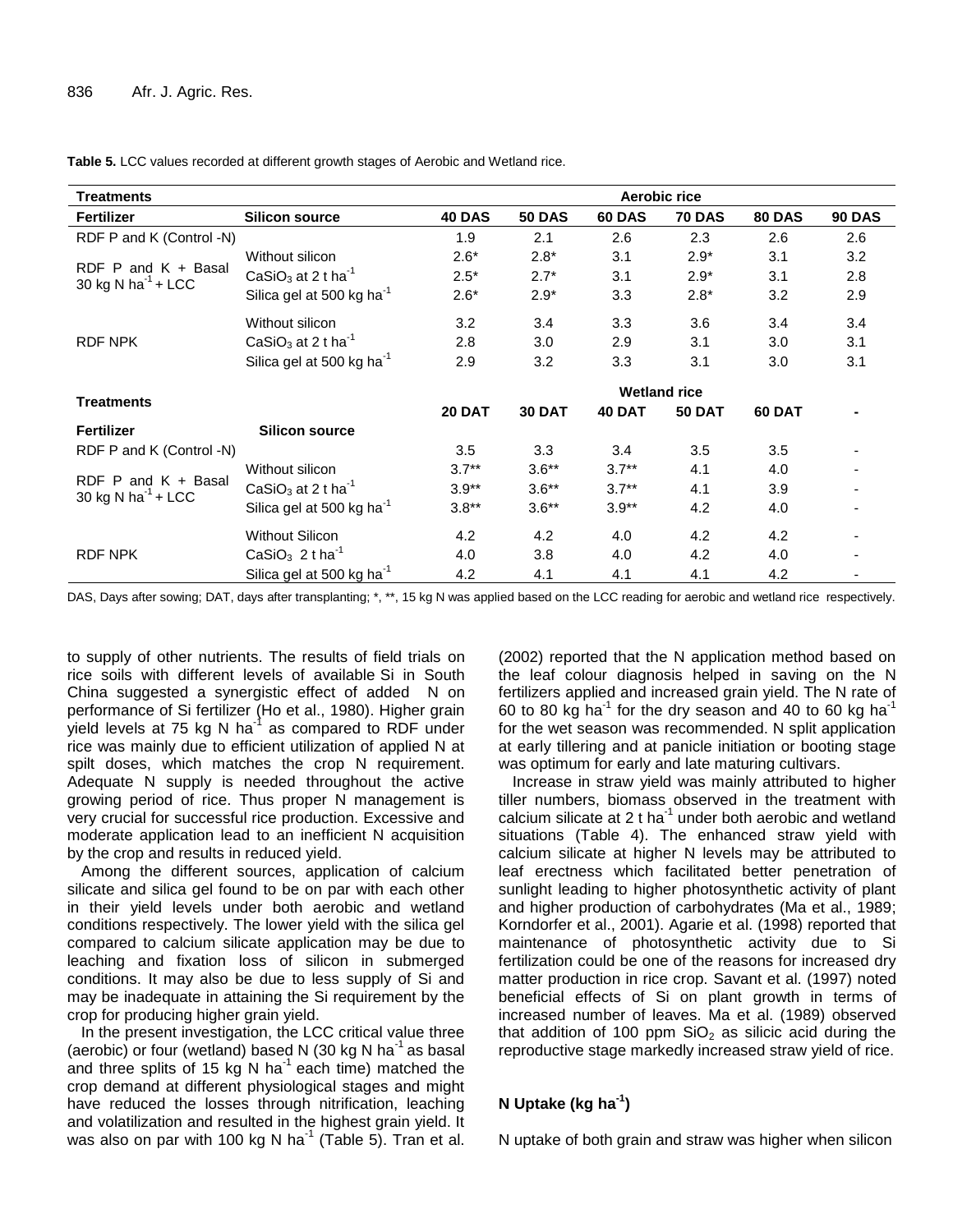**Table 5.** LCC values recorded at different growth stages of Aerobic and Wetland rice.

| Treatments | | Aerobic rice | | | | | |
|---|---|---|---|---|---|---|---|
| **Fertilizer** | **Silicon source** | **40 DAS** | **50 DAS** | **60 DAS** | **70 DAS** | **80 DAS** | **90 DAS** |
| RDF P and K (Control -N) | | 1.9 | 2.1 | 2.6 | 2.3 | 2.6 | 2.6 |
| RDF P and K + Basal 30 kg N ha$^{-1}$ + LCC | Without silicon | 2.6* | 2.8* | 3.1 | 2.9* | 3.1 | 3.2 |
| | $CaSiO_3$ at 2 t ha$^{-1}$ | 2.5* | 2.7* | 3.1 | 2.9* | 3.1 | 2.8 |
| | Silica gel at 500 kg ha$^{-1}$ | 2.6* | 2.9* | 3.3 | 2.8* | 3.2 | 2.9 |
| RDF NPK | Without silicon | 3.2 | 3.4 | 3.3 | 3.6 | 3.4 | 3.4 |
| | $CaSiO_3$ at 2 t ha$^{-1}$ | 2.8 | 3.0 | 2.9 | 3.1 | 3.0 | 3.1 |
| | Silica gel at 500 kg ha$^{-1}$ | 2.9 | 3.2 | 3.3 | 3.1 | 3.0 | 3.1 |
| **Treatments** | | **Wetland rice** | | | | | |
| | | **20 DAT** | **30 DAT** | **40 DAT** | **50 DAT** | **60 DAT** | - |
| **Fertilizer** | **Silicon source** | | | | | | |
| RDF P and K (Control -N) | | 3.5 | 3.3 | 3.4 | 3.5 | 3.5 | - |
| RDF P and K + Basal 30 kg N ha$^{-1}$ + LCC | Without silicon | 3.7** | 3.6** | 3.7** | 4.1 | 4.0 | - |
| | $CaSiO_3$ at 2 t ha$^{-1}$ | 3.9** | 3.6** | 3.7** | 4.1 | 3.9 | - |
| | Silica gel at 500 kg ha$^{-1}$ | 3.8** | 3.6** | 3.9** | 4.2 | 4.0 | - |
| RDF NPK | Without Silicon | 4.2 | 4.2 | 4.0 | 4.2 | 4.2 | - |
| | $CaSiO_3$ 2 t ha$^{-1}$ | 4.0 | 3.8 | 4.0 | 4.2 | 4.0 | - |
| | Silica gel at 500 kg ha$^{-1}$ | 4.2 | 4.1 | 4.1 | 4.1 | 4.2 | - |

DAS, Days after sowing; DAT, days after transplanting; *, **, 15 kg N was applied based on the LCC reading for aerobic and wetland rice respectively.

to supply of other nutrients. The results of field trials on rice soils with different levels of available Si in South China suggested a synergistic effect of added N on performance of Si fertilizer (Ho et al., 1980). Higher grain yield levels at 75 kg N ha$^{-1}$ as compared to RDF under rice was mainly due to efficient utilization of applied N at spilt doses, which matches the crop N requirement. Adequate N supply is needed throughout the active growing period of rice. Thus proper N management is very crucial for successful rice production. Excessive and moderate application lead to an inefficient N acquisition by the crop and results in reduced yield.

Among the different sources, application of calcium silicate and silica gel found to be on par with each other in their yield levels under both aerobic and wetland conditions respectively. The lower yield with the silica gel compared to calcium silicate application may be due to leaching and fixation loss of silicon in submerged conditions. It may also be due to less supply of Si and may be inadequate in attaining the Si requirement by the crop for producing higher grain yield.

In the present investigation, the LCC critical value three (aerobic) or four (wetland) based N (30 kg N ha$^{-1}$ as basal and three splits of 15 kg N ha$^{-1}$ each time) matched the crop demand at different physiological stages and might have reduced the losses through nitrification, leaching and volatilization and resulted in the highest grain yield. It was also on par with 100 kg N ha$^{-1}$ (Table 5). Tran et al. (2002) reported that the N application method based on the leaf colour diagnosis helped in saving on the N fertilizers applied and increased grain yield. The N rate of 60 to 80 kg ha$^{-1}$ for the dry season and 40 to 60 kg ha$^{-1}$ for the wet season was recommended. N split application at early tillering and at panicle initiation or booting stage was optimum for early and late maturing cultivars.

Increase in straw yield was mainly attributed to higher tiller numbers, biomass observed in the treatment with calcium silicate at 2 t ha$^{-1}$ under both aerobic and wetland situations (Table 4). The enhanced straw yield with calcium silicate at higher N levels may be attributed to leaf erectness which facilitated better penetration of sunlight leading to higher photosynthetic activity of plant and higher production of carbohydrates (Ma et al., 1989; Korndorfer et al., 2001). Agarie et al. (1998) reported that maintenance of photosynthetic activity due to Si fertilization could be one of the reasons for increased dry matter production in rice crop. Savant et al. (1997) noted beneficial effects of Si on plant growth in terms of increased number of leaves. Ma et al. (1989) observed that addition of 100 ppm $SiO_2$ as silicic acid during the reproductive stage markedly increased straw yield of rice.

## N Uptake (kg ha$^{-1}$)

N uptake of both grain and straw was higher when silicon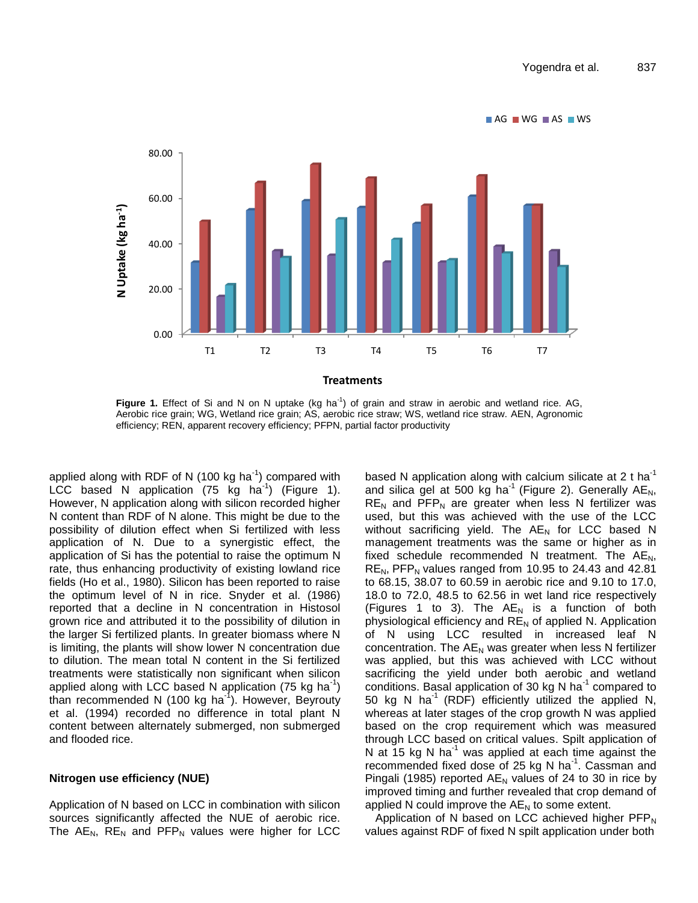Figure 1. Effect of Si and N on N uptake (kg ha$^{-1}$) of grain and straw in aerobic and wetland rice. AG, Aerobic rice grain; WG, Wetland rice grain; AS, aerobic rice straw; WS, wetland rice straw. AEN, Agronomic efficiency; REN, apparent recovery efficiency; PFPN, partial factor productivity

applied along with RDF of N (100 kg ha$^{-1}$) compared with LCC based N application (75 kg ha$^{-1}$) (Figure 1). However, N application along with silicon recorded higher N content than RDF of N alone. This might be due to the possibility of dilution effect when Si fertilized with less application of N. Due to a synergistic effect, the application of Si has the potential to raise the optimum N rate, thus enhancing productivity of existing lowland rice fields (Ho et al., 1980). Silicon has been reported to raise the optimum level of N in rice. Snyder et al. (1986) reported that a decline in N concentration in Histosol grown rice and attributed it to the possibility of dilution in the larger Si fertilized plants. In greater biomass where N is limiting, the plants will show lower N concentration due to dilution. The mean total N content in the Si fertilized treatments were statistically non significant when silicon applied along with LCC based N application (75 kg ha$^{-1}$) than recommended N (100 kg ha$^{-1}$). However, Beyrouty et al. (1994) recorded no difference in total plant N content between alternately submerged, non submerged and flooded rice.

### Nitrogen use efficiency (NUE)

Application of N based on LCC in combination with silicon sources significantly affected the NUE of aerobic rice. The $AE_N$, $RE_N$ and $PFP_N$ values were higher for LCC based N application along with calcium silicate at 2 t ha$^{-1}$ and silica gel at 500 kg ha$^{-1}$ (Figure 2). Generally $AE_N$, $RE_N$ and $PFP_N$ are greater when less N fertilizer was used, but this was achieved with the use of the LCC without sacrificing yield. The $AE_N$ for LCC based N management treatments was the same or higher as in fixed schedule recommended N treatment. The $AE_N$, $RE_N$, $PFP_N$ values ranged from 10.95 to 24.43 and 42.81 to 68.15, 38.07 to 60.59 in aerobic rice and 9.10 to 17.0, 18.0 to 72.0, 48.5 to 62.56 in wet land rice respectively (Figures 1 to 3). The $AE_N$ is a function of both physiological efficiency and $RE_N$ of applied N. Application of N using LCC resulted in increased leaf N concentration. The $AE_N$ was greater when less N fertilizer was applied, but this was achieved with LCC without sacrificing the yield under both aerobic and wetland conditions. Basal application of 30 kg N ha$^{-1}$ compared to 50 kg N ha$^{-1}$ (RDF) efficiently utilized the applied N, whereas at later stages of the crop growth N was applied based on the crop requirement which was measured through LCC based on critical values. Spilt application of N at 15 kg N ha$^{-1}$ was applied at each time against the recommended fixed dose of 25 kg N ha$^{-1}$. Cassman and Pingali (1985) reported $AE_N$ values of 24 to 30 in rice by improved timing and further revealed that crop demand of applied N could improve the $AE_N$ to some extent.

Application of N based on LCC achieved higher $PFP_N$ values against RDF of fixed N spilt application under both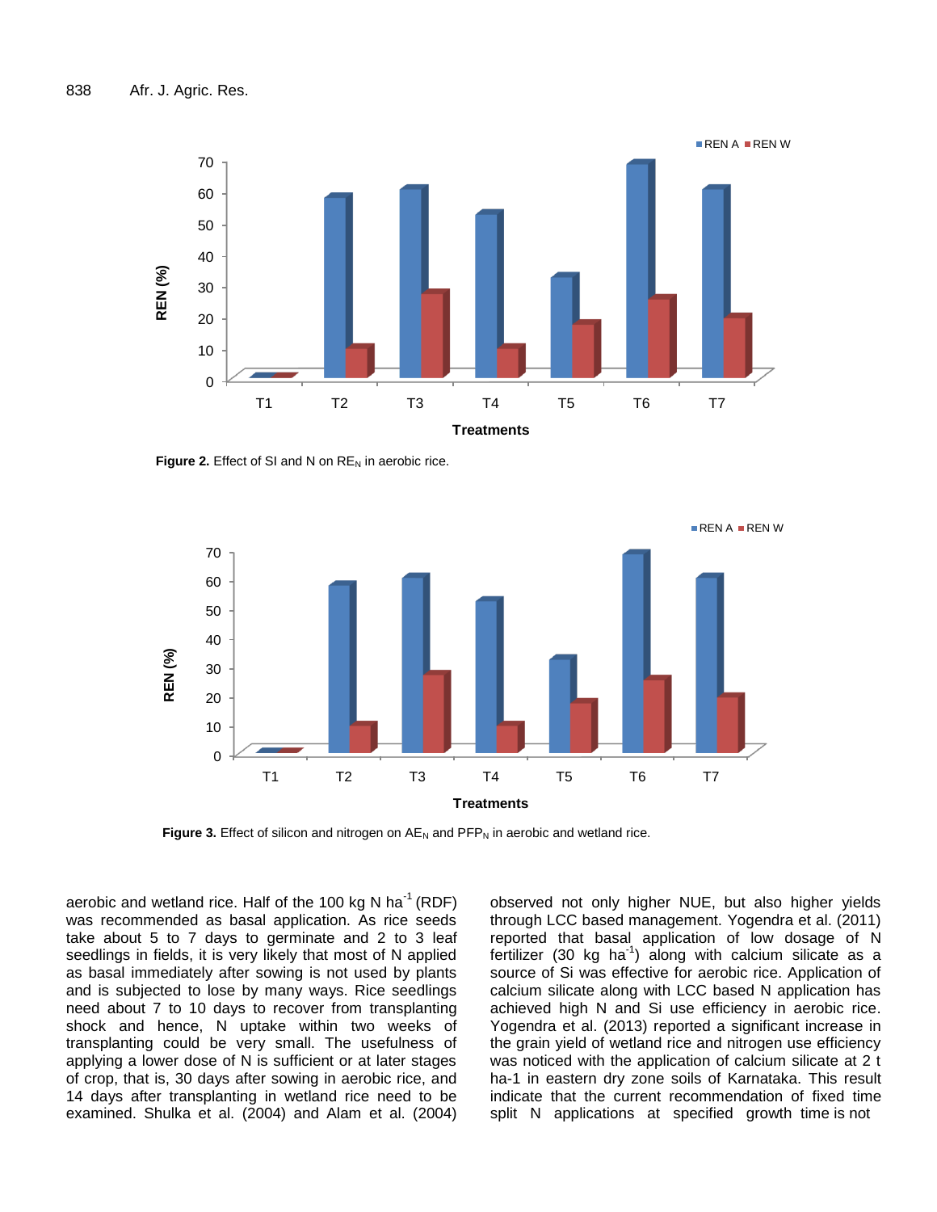**Figure 2.** Effect of SI and N on $RE_N$ in aerobic rice.

**Figure 3.** Effect of silicon and nitrogen on $AE_N$ and $PFP_N$ in aerobic and wetland rice.

aerobic and wetland rice. Half of the 100 kg N $ha^{-1}$ (RDF) was recommended as basal application. As rice seeds take about 5 to 7 days to germinate and 2 to 3 leaf seedlings in fields, it is very likely that most of N applied as basal immediately after sowing is not used by plants and is subjected to lose by many ways. Rice seedlings need about 7 to 10 days to recover from transplanting shock and hence, N uptake within two weeks of transplanting could be very small. The usefulness of applying a lower dose of N is sufficient or at later stages of crop, that is, 30 days after sowing in aerobic rice, and 14 days after transplanting in wetland rice need to be examined. Shulka et al. (2004) and Alam et al. (2004) observed not only higher NUE, but also higher yields through LCC based management. Yogendra et al. (2011) reported that basal application of low dosage of N fertilizer (30 kg $ha^{-1}$) along with calcium silicate as a source of Si was effective for aerobic rice. Application of calcium silicate along with LCC based N application has achieved high N and Si use efficiency in aerobic rice. Yogendra et al. (2013) reported a significant increase in the grain yield of wetland rice and nitrogen use efficiency was noticed with the application of calcium silicate at 2 t ha-1 in eastern dry zone soils of Karnataka. This result indicate that the current recommendation of fixed time split N applications at specified growth time is not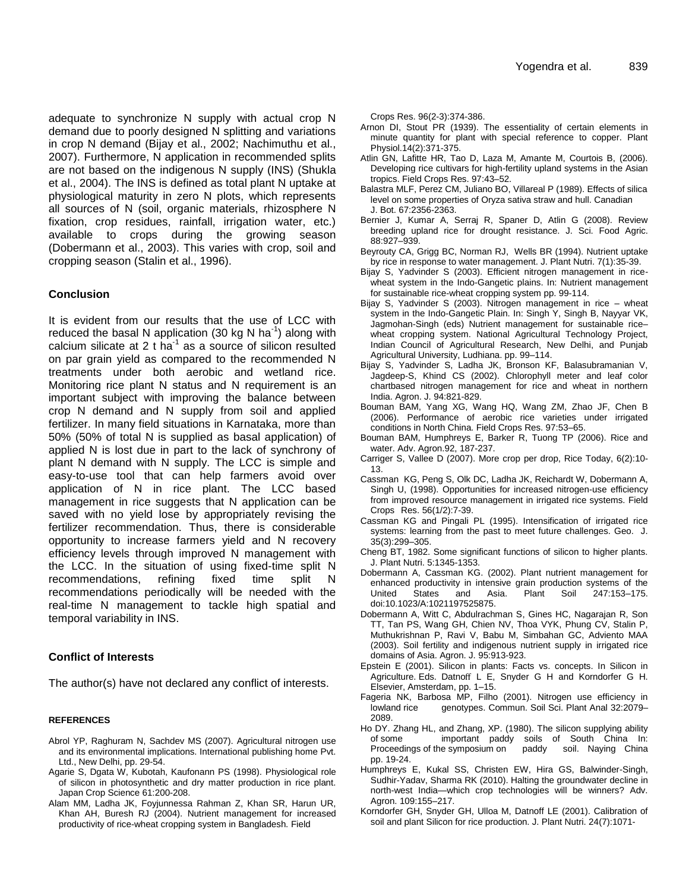adequate to synchronize N supply with actual crop N demand due to poorly designed N splitting and variations in crop N demand (Bijay et al., 2002; Nachimuthu et al., 2007). Furthermore, N application in recommended splits are not based on the indigenous N supply (INS) (Shukla et al., 2004). The INS is defined as total plant N uptake at physiological maturity in zero N plots, which represents all sources of N (soil, organic materials, rhizosphere N fixation, crop residues, rainfall, irrigation water, etc.) available to crops during the growing season (Dobermann et al., 2003). This varies with crop, soil and cropping season (Stalin et al., 1996).

## Conclusion

It is evident from our results that the use of LCC with reduced the basal N application (30 kg N $ha^{-1}$) along with calcium silicate at 2 t $ha^{-1}$ as a source of silicon resulted on par grain yield as compared to the recommended N treatments under both aerobic and wetland rice. Monitoring rice plant N status and N requirement is an important subject with improving the balance between crop N demand and N supply from soil and applied fertilizer. In many field situations in Karnataka, more than 50% (50% of total N is supplied as basal application) of applied N is lost due in part to the lack of synchrony of plant N demand with N supply. The LCC is simple and easy-to-use tool that can help farmers avoid over application of N in rice plant. The LCC based management in rice suggests that N application can be saved with no yield lose by appropriately revising the fertilizer recommendation. Thus, there is considerable opportunity to increase farmers yield and N recovery efficiency levels through improved N management with the LCC. In the situation of using fixed-time split N recommendations, refining fixed time split N recommendations periodically will be needed with the real-time N management to tackle high spatial and temporal variability in INS.

## Conflict of Interests

The author(s) have not declared any conflict of interests.

## REFERENCES

Abrol YP, Raghuram N, Sachdev MS (2007). Agricultural nitrogen use and its environmental implications. International publishing home Pvt. Ltd., New Delhi, pp. 29-54.

Agarie S, Dgata W, Kubotah, Kaufonann PS (1998). Physiological role of silicon in photosynthetic and dry matter production in rice plant. Japan Crop Science 61:200-208.

Alam MM, Ladha JK, Foyjunnessa Rahman Z, Khan SR, Harun UR, Khan AH, Buresh RJ (2004). Nutrient management for increased productivity of rice-wheat cropping system in Bangladesh. Field Crops Res. 96(2-3):374-386.

Arnon DI, Stout PR (1939). The essentiality of certain elements in minute quantity for plant with special reference to copper. Plant Physiol.14(2):371-375.

Atlin GN, Lafitte HR, Tao D, Laza M, Amante M, Courtois B, (2006). Developing rice cultivars for high-fertility upland systems in the Asian tropics. Field Crops Res. 97:43–52.

Balastra MLF, Perez CM, Juliano BO, Villareal P (1989). Effects of silica level on some properties of Oryza sativa straw and hull. Canadian J. Bot. 67:2356-2363.

Bernier J, Kumar A, Serraj R, Spaner D, Atlin G (2008). Review breeding upland rice for drought resistance. J. Sci. Food Agric. 88:927–939.

Beyrouty CA, Grigg BC, Norman RJ, Wells BR (1994). Nutrient uptake by rice in response to water management. J. Plant Nutri. 7(1):35-39.

Bijay S, Yadvinder S (2003). Efficient nitrogen management in rice-wheat system in the Indo-Gangetic plains. In: Nutrient management for sustainable rice-wheat cropping system pp. 99-114.

Bijay S, Yadvinder S (2003). Nitrogen management in rice – wheat system in the Indo-Gangetic Plain. In: Singh Y, Singh B, Nayyar VK, Jagmohan-Singh (eds) Nutrient management for sustainable rice–wheat cropping system. National Agricultural Technology Project, Indian Council of Agricultural Research, New Delhi, and Punjab Agricultural University, Ludhiana. pp. 99–114.

Bijay S, Yadvinder S, Ladha JK, Bronson KF, Balasubramanian V, Jagdeep-S, Khind CS (2002). Chlorophyll meter and leaf color chartbased nitrogen management for rice and wheat in northern India. Agron. J. 94:821-829.

Bouman BAM, Yang XG, Wang HQ, Wang ZM, Zhao JF, Chen B (2006). Performance of aerobic rice varieties under irrigated conditions in North China. Field Crops Res. 97:53–65.

Bouman BAM, Humphreys E, Barker R, Tuong TP (2006). Rice and water. Adv. Agron.92, 187-237.

Carriger S, Vallee D (2007). More crop per drop, Rice Today, 6(2):10-13.

Cassman KG, Peng S, Olk DC, Ladha JK, Reichardt W, Dobermann A, Singh U, (1998). Opportunities for increased nitrogen-use efficiency from improved resource management in irrigated rice systems. Field Crops Res. 56(1/2):7-39.

Cassman KG and Pingali PL (1995). Intensification of irrigated rice systems: learning from the past to meet future challenges. Geo. J. 35(3):299–305.

Cheng BT, 1982. Some significant functions of silicon to higher plants. J. Plant Nutri. 5:1345-1353.

Dobermann A, Cassman KG. (2002). Plant nutrient management for enhanced productivity in intensive grain production systems of the United States and Asia. Plant Soil 247:153–175. doi:10.1023/A:1021197525875.

Dobermann A, Witt C, Abdulrachman S, Gines HC, Nagarajan R, Son TT, Tan PS, Wang GH, Chien NV, Thoa VYK, Phung CV, Stalin P, Muthukrishnan P, Ravi V, Babu M, Simbahan GC, Adviento MAA (2003). Soil fertility and indigenous nutrient supply in irrigated rice domains of Asia. Agron. J. 95:913-923.

Epstein E (2001). Silicon in plants: Facts vs. concepts. In Silicon in Agriculture. Eds. Datnoff L E, Snyder G H and Korndorfer G H. Elsevier, Amsterdam, pp. 1–15.

Fageria NK, Barbosa MP, Filho (2001). Nitrogen use efficiency in lowland rice genotypes. Commun. Soil Sci. Plant Anal 32:2079–2089.

Ho DY. Zhang HL, and Zhang, XP. (1980). The silicon supplying ability of some important paddy soils of South China In: Proceedings of the symposium on paddy soil. Naying China pp. 19-24.

Humphreys E, Kukal SS, Christen EW, Hira GS, Balwinder-Singh, Sudhir-Yadav, Sharma RK (2010). Halting the groundwater decline in north-west India—which crop technologies will be winners? Adv. Agron. 109:155–217.

Korndorfer GH, Snyder GH, Ulloa M, Datnoff LE (2001). Calibration of soil and plant Silicon for rice production. J. Plant Nutri. 24(7):1071-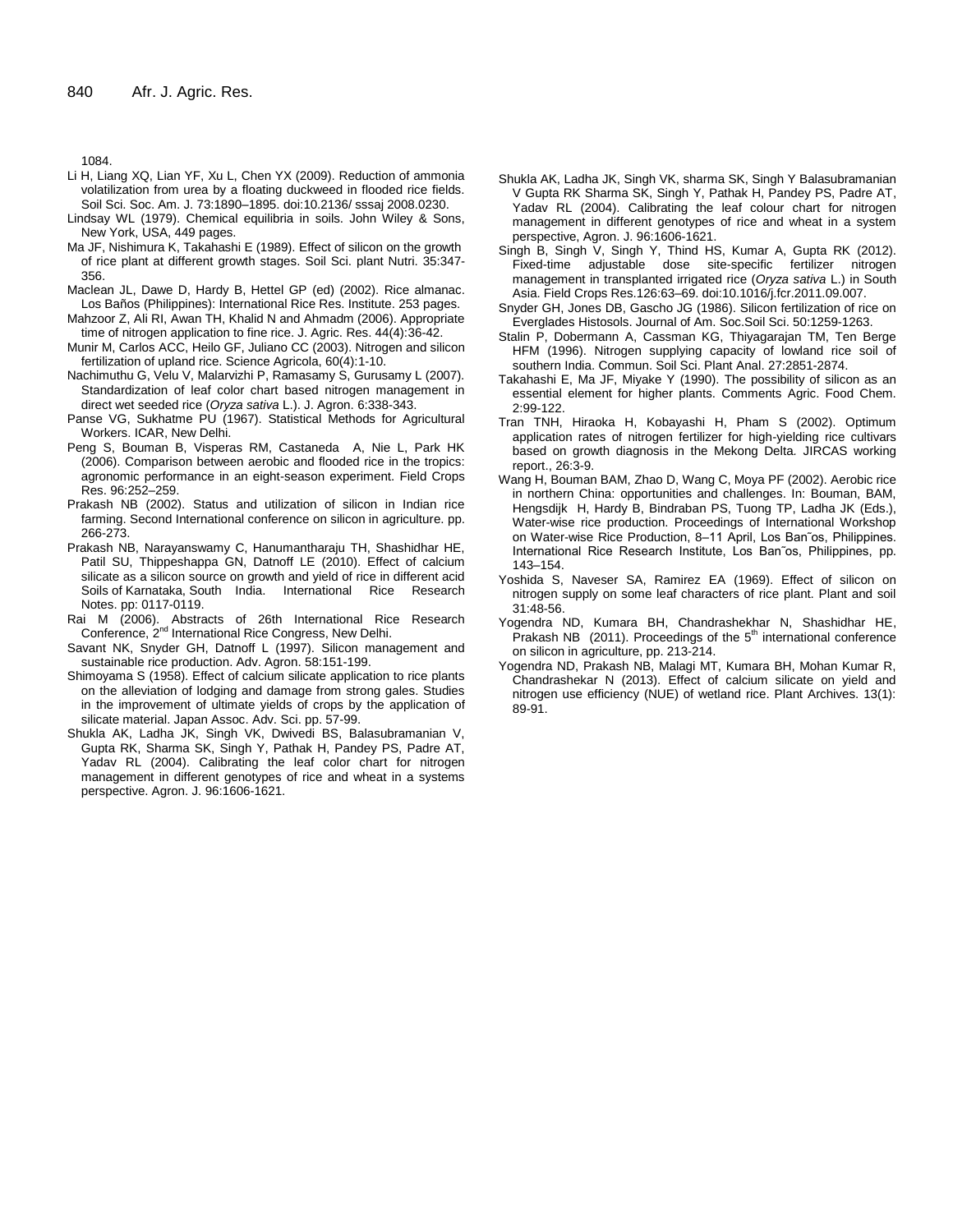1084.

Li H, Liang XQ, Lian YF, Xu L, Chen YX (2009). Reduction of ammonia volatilization from urea by a floating duckweed in flooded rice fields. Soil Sci. Soc. Am. J. 73:1890–1895. doi:10.2136/ sssaj 2008.0230.

Lindsay WL (1979). Chemical equilibria in soils. John Wiley & Sons, New York, USA, 449 pages.

Ma JF, Nishimura K, Takahashi E (1989). Effect of silicon on the growth of rice plant at different growth stages. Soil Sci. plant Nutri. 35:347-356.

Maclean JL, Dawe D, Hardy B, Hettel GP (ed) (2002). Rice almanac. Los Baños (Philippines): International Rice Res. Institute. 253 pages.

Mahzoor Z, Ali RI, Awan TH, Khalid N and Ahmadm (2006). Appropriate time of nitrogen application to fine rice. J. Agric. Res. 44(4):36-42.

Munir M, Carlos ACC, Heilo GF, Juliano CC (2003). Nitrogen and silicon fertilization of upland rice. Science Agricola, 60(4):1-10.

Nachimuthu G, Velu V, Malarvizhi P, Ramasamy S, Gurusamy L (2007). Standardization of leaf color chart based nitrogen management in direct wet seeded rice (*Oryza sativa* L.). J. Agron. 6:338-343.

Panse VG, Sukhatme PU (1967). Statistical Methods for Agricultural Workers. ICAR, New Delhi.

Peng S, Bouman B, Visperas RM, Castaneda A, Nie L, Park HK (2006). Comparison between aerobic and flooded rice in the tropics: agronomic performance in an eight-season experiment. Field Crops Res. 96:252–259.

Prakash NB (2002). Status and utilization of silicon in Indian rice farming. Second International conference on silicon in agriculture. pp. 266-273.

Prakash NB, Narayanswamy C, Hanumantharaju TH, Shashidhar HE, Patil SU, Thippeshappa GN, Datnoff LE (2010). Effect of calcium silicate as a silicon source on growth and yield of rice in different acid Soils of Karnataka, South India. International Rice Research Notes. pp: 0117-0119.

Rai M (2006). Abstracts of 26th International Rice Research Conference, 2nd International Rice Congress, New Delhi.

Savant NK, Snyder GH, Datnoff L (1997). Silicon management and sustainable rice production. Adv. Agron. 58:151-199.

Shimoyama S (1958). Effect of calcium silicate application to rice plants on the alleviation of lodging and damage from strong gales. Studies in the improvement of ultimate yields of crops by the application of silicate material. Japan Assoc. Adv. Sci. pp. 57-99.

Shukla AK, Ladha JK, Singh VK, Dwivedi BS, Balasubramanian V, Gupta RK, Sharma SK, Singh Y, Pathak H, Pandey PS, Padre AT, Yadav RL (2004). Calibrating the leaf color chart for nitrogen management in different genotypes of rice and wheat in a systems perspective. Agron. J. 96:1606-1621.

Shukla AK, Ladha JK, Singh VK, sharma SK, Singh Y Balasubramanian V Gupta RK Sharma SK, Singh Y, Pathak H, Pandey PS, Padre AT, Yadav RL (2004). Calibrating the leaf colour chart for nitrogen management in different genotypes of rice and wheat in a system perspective, Agron. J. 96:1606-1621.

Singh B, Singh V, Singh Y, Thind HS, Kumar A, Gupta RK (2012). Fixed-time adjustable dose site-specific fertilizer nitrogen management in transplanted irrigated rice (*Oryza sativa* L.) in South Asia. Field Crops Res.126:63–69. doi:10.1016/j.fcr.2011.09.007.

Snyder GH, Jones DB, Gascho JG (1986). Silicon fertilization of rice on Everglades Histosols. Journal of Am. Soc.Soil Sci. 50:1259-1263.

Stalin P, Dobermann A, Cassman KG, Thiyagarajan TM, Ten Berge HFM (1996). Nitrogen supplying capacity of lowland rice soil of southern India. Commun. Soil Sci. Plant Anal. 27:2851-2874.

Takahashi E, Ma JF, Miyake Y (1990). The possibility of silicon as an essential element for higher plants. Comments Agric. Food Chem. 2:99-122.

Tran TNH, Hiraoka H, Kobayashi H, Pham S (2002). Optimum application rates of nitrogen fertilizer for high-yielding rice cultivars based on growth diagnosis in the Mekong Delta. JIRCAS working report., 26:3-9.

Wang H, Bouman BAM, Zhao D, Wang C, Moya PF (2002). Aerobic rice in northern China: opportunities and challenges. In: Bouman, BAM, Hengsdijk H, Hardy B, Bindraban PS, Tuong TP, Ladha JK (Eds.), Water-wise rice production. Proceedings of International Workshop on Water-wise Rice Production, 8–11 April, Los Ban˜os, Philippines. International Rice Research Institute, Los Ban˜os, Philippines, pp. 143–154.

Yoshida S, Naveser SA, Ramirez EA (1969). Effect of silicon on nitrogen supply on some leaf characters of rice plant. Plant and soil 31:48-56.

Yogendra ND, Kumara BH, Chandrashekhar N, Shashidhar HE, Prakash NB (2011). Proceedings of the 5th international conference on silicon in agriculture, pp. 213-214.

Yogendra ND, Prakash NB, Malagi MT, Kumara BH, Mohan Kumar R, Chandrashekar N (2013). Effect of calcium silicate on yield and nitrogen use efficiency (NUE) of wetland rice. Plant Archives. 13(1): 89-91.